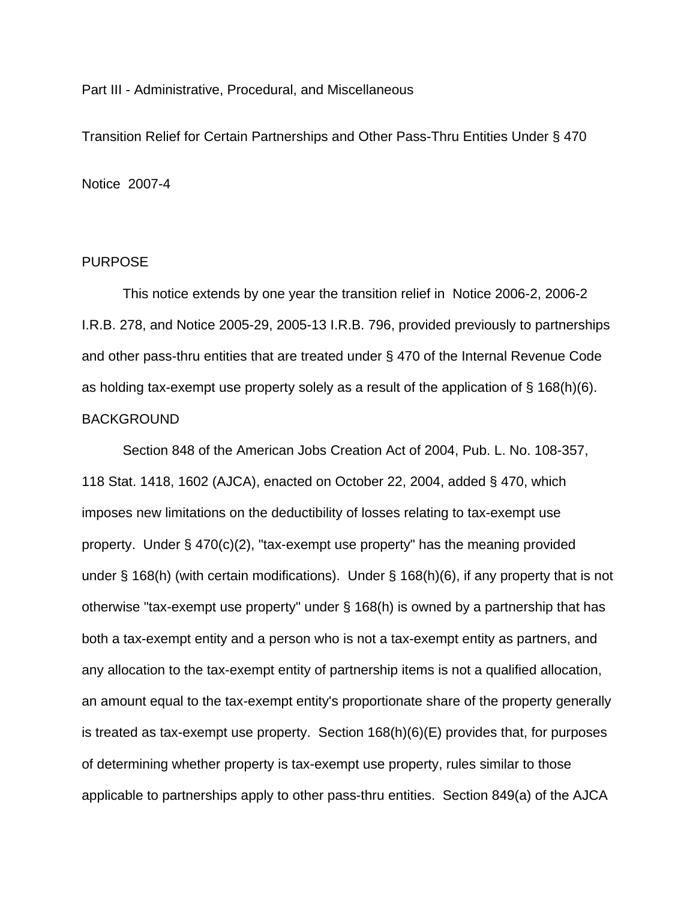Part III - Administrative, Procedural, and Miscellaneous

Transition Relief for Certain Partnerships and Other Pass-Thru Entities Under § 470

Notice 2007-4

## PURPOSE

This notice extends by one year the transition relief in Notice 2006-2, 2006-2 I.R.B. 278, and Notice 2005-29, 2005-13 I.R.B. 796, provided previously to partnerships and other pass-thru entities that are treated under § 470 of the Internal Revenue Code as holding tax-exempt use property solely as a result of the application of § 168(h)(6).

## BACKGROUND

Section 848 of the American Jobs Creation Act of 2004, Pub. L. No. 108-357, 118 Stat. 1418, 1602 (AJCA), enacted on October 22, 2004, added § 470, which imposes new limitations on the deductibility of losses relating to tax-exempt use property. Under § 470(c)(2), "tax-exempt use property" has the meaning provided under § 168(h) (with certain modifications). Under § 168(h)(6), if any property that is not otherwise "tax-exempt use property" under § 168(h) is owned by a partnership that has both a tax-exempt entity and a person who is not a tax-exempt entity as partners, and any allocation to the tax-exempt entity of partnership items is not a qualified allocation, an amount equal to the tax-exempt entity's proportionate share of the property generally is treated as tax-exempt use property. Section 168(h)(6)(E) provides that, for purposes of determining whether property is tax-exempt use property, rules similar to those applicable to partnerships apply to other pass-thru entities. Section 849(a) of the AJCA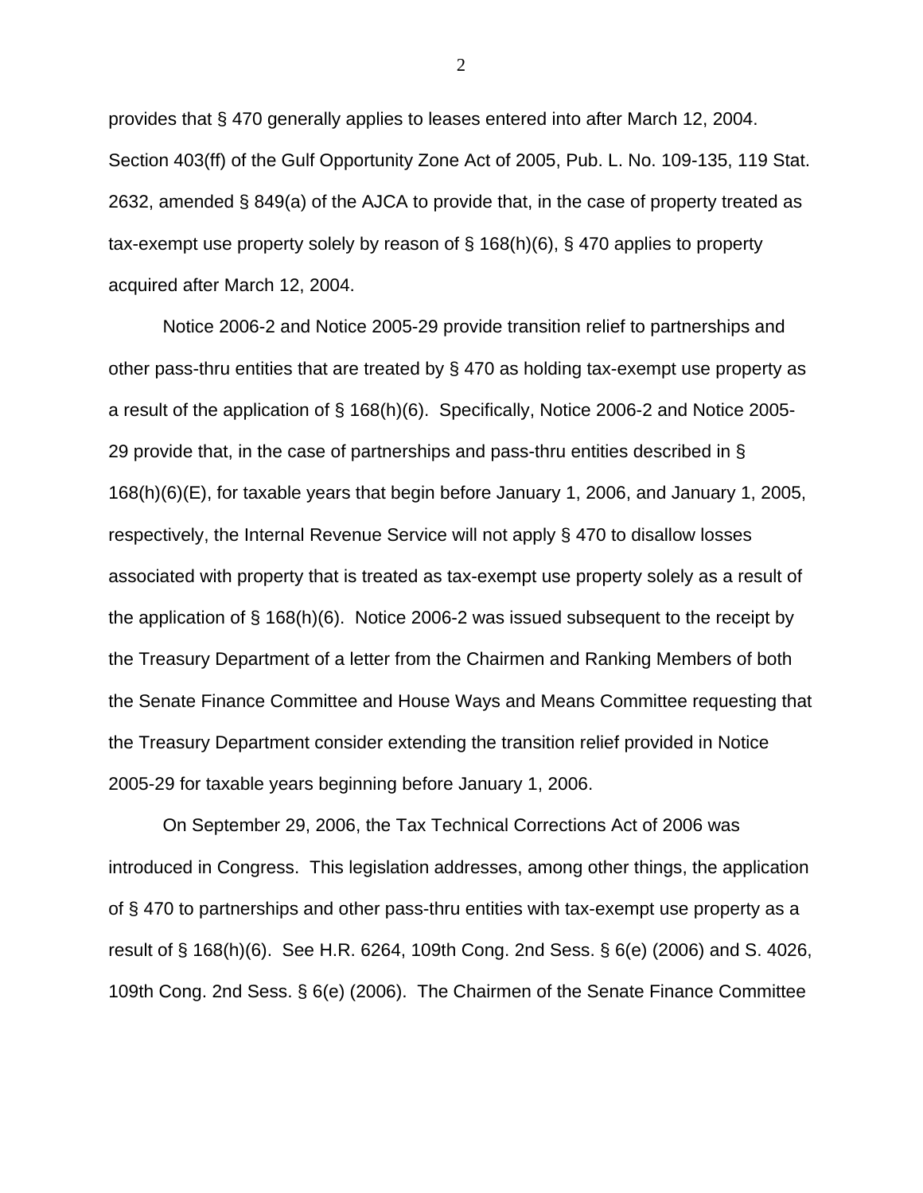provides that § 470 generally applies to leases entered into after March 12, 2004. Section 403(ff) of the Gulf Opportunity Zone Act of 2005, Pub. L. No. 109-135, 119 Stat. 2632, amended § 849(a) of the AJCA to provide that, in the case of property treated as tax-exempt use property solely by reason of § 168(h)(6), § 470 applies to property acquired after March 12, 2004.

Notice 2006-2 and Notice 2005-29 provide transition relief to partnerships and other pass-thru entities that are treated by § 470 as holding tax-exempt use property as a result of the application of § 168(h)(6). Specifically, Notice 2006-2 and Notice 2005-29 provide that, in the case of partnerships and pass-thru entities described in § 168(h)(6)(E), for taxable years that begin before January 1, 2006, and January 1, 2005, respectively, the Internal Revenue Service will not apply § 470 to disallow losses associated with property that is treated as tax-exempt use property solely as a result of the application of § 168(h)(6). Notice 2006-2 was issued subsequent to the receipt by the Treasury Department of a letter from the Chairmen and Ranking Members of both the Senate Finance Committee and House Ways and Means Committee requesting that the Treasury Department consider extending the transition relief provided in Notice 2005-29 for taxable years beginning before January 1, 2006.

On September 29, 2006, the Tax Technical Corrections Act of 2006 was introduced in Congress. This legislation addresses, among other things, the application of § 470 to partnerships and other pass-thru entities with tax-exempt use property as a result of § 168(h)(6). See H.R. 6264, 109th Cong. 2nd Sess. § 6(e) (2006) and S. 4026, 109th Cong. 2nd Sess. § 6(e) (2006). The Chairmen of the Senate Finance Committee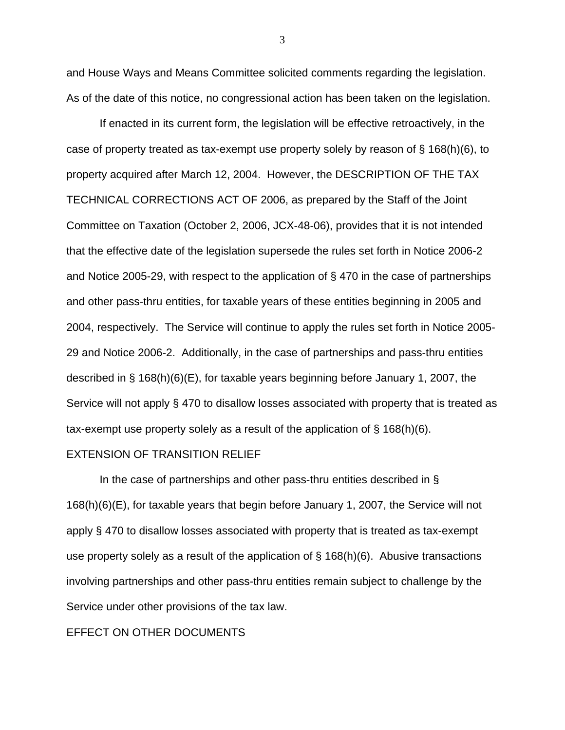and House Ways and Means Committee solicited comments regarding the legislation. As of the date of this notice, no congressional action has been taken on the legislation.

If enacted in its current form, the legislation will be effective retroactively, in the case of property treated as tax-exempt use property solely by reason of § 168(h)(6), to property acquired after March 12, 2004. However, the DESCRIPTION OF THE TAX TECHNICAL CORRECTIONS ACT OF 2006, as prepared by the Staff of the Joint Committee on Taxation (October 2, 2006, JCX-48-06), provides that it is not intended that the effective date of the legislation supersede the rules set forth in Notice 2006-2 and Notice 2005-29, with respect to the application of § 470 in the case of partnerships and other pass-thru entities, for taxable years of these entities beginning in 2005 and 2004, respectively. The Service will continue to apply the rules set forth in Notice 2005-29 and Notice 2006-2. Additionally, in the case of partnerships and pass-thru entities described in § 168(h)(6)(E), for taxable years beginning before January 1, 2007, the Service will not apply § 470 to disallow losses associated with property that is treated as tax-exempt use property solely as a result of the application of § 168(h)(6).

## EXTENSION OF TRANSITION RELIEF

In the case of partnerships and other pass-thru entities described in § 168(h)(6)(E), for taxable years that begin before January 1, 2007, the Service will not apply § 470 to disallow losses associated with property that is treated as tax-exempt use property solely as a result of the application of § 168(h)(6). Abusive transactions involving partnerships and other pass-thru entities remain subject to challenge by the Service under other provisions of the tax law.

## EFFECT ON OTHER DOCUMENTS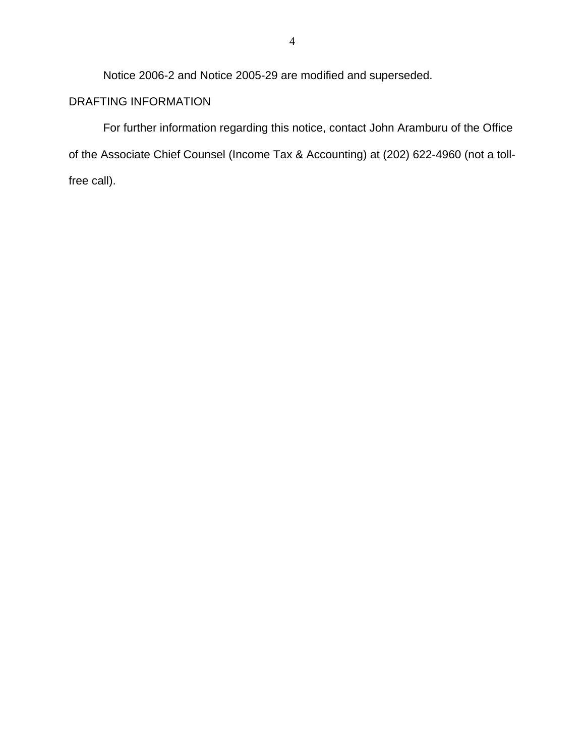Notice 2006-2 and Notice 2005-29 are modified and superseded.

## DRAFTING INFORMATION

For further information regarding this notice, contact John Aramburu of the Office of the Associate Chief Counsel (Income Tax & Accounting) at (202) 622-4960 (not a toll-free call).